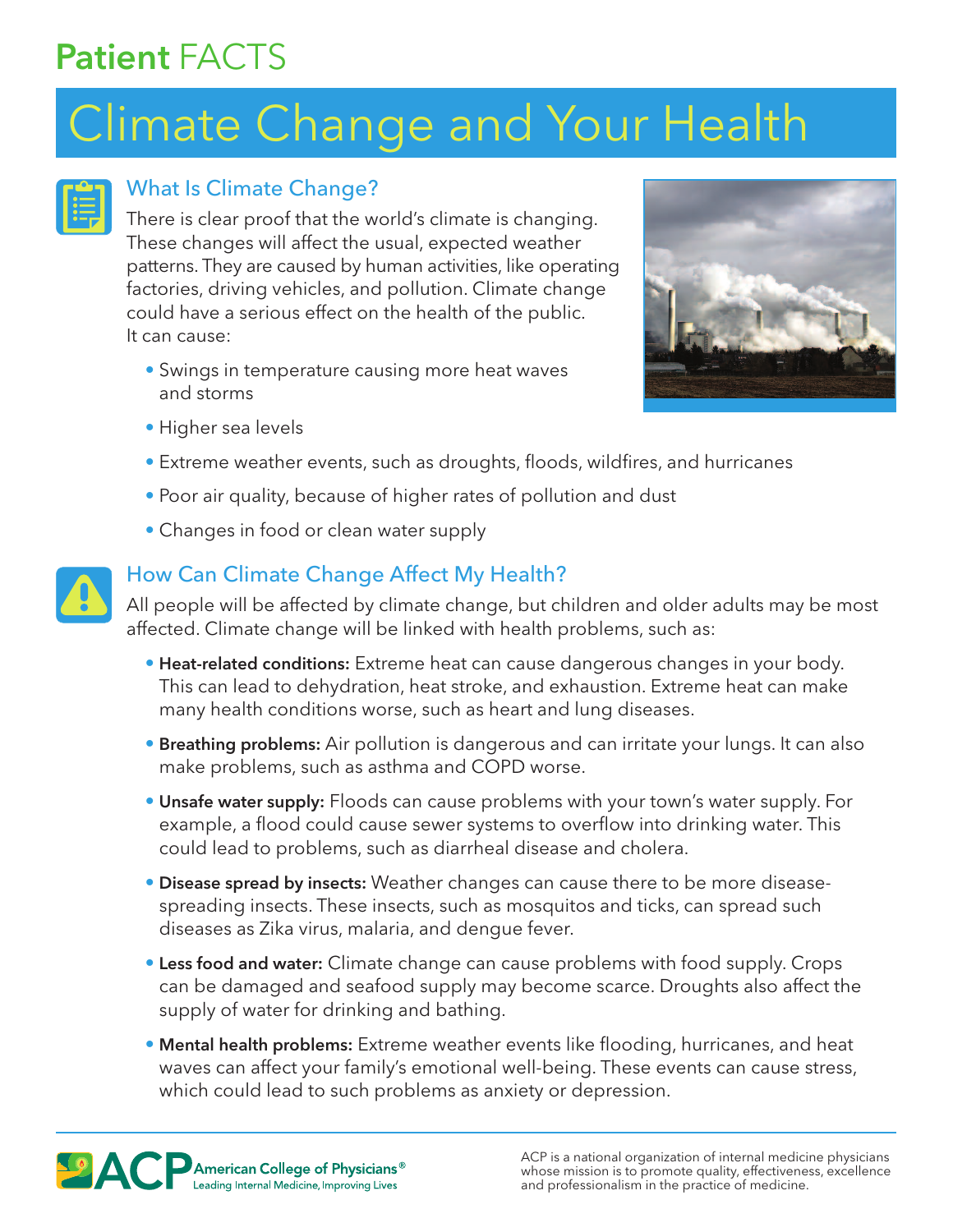**Patient** FACTS

# Climate Change and Your Health

## What Is Climate Change?

There is clear proof that the world's climate is changing. These changes will affect the usual, expected weather patterns. They are caused by human activities, like operating factories, driving vehicles, and pollution. Climate change could have a serious effect on the health of the public. It can cause:

- Swings in temperature causing more heat waves and storms
- Higher sea levels
- Extreme weather events, such as droughts, floods, wildfires, and hurricanes
- Poor air quality, because of higher rates of pollution and dust
- Changes in food or clean water supply

## How Can Climate Change Affect My Health?

All people will be affected by climate change, but children and older adults may be most affected. Climate change will be linked with health problems, such as:

- **Heat-related conditions:** Extreme heat can cause dangerous changes in your body. This can lead to dehydration, heat stroke, and exhaustion. Extreme heat can make many health conditions worse, such as heart and lung diseases.
- **Breathing problems:** Air pollution is dangerous and can irritate your lungs. It can also make problems, such as asthma and COPD worse.
- **Unsafe water supply:** Floods can cause problems with your town's water supply. For example, a flood could cause sewer systems to overflow into drinking water. This could lead to problems, such as diarrheal disease and cholera.
- **Disease spread by insects:** Weather changes can cause there to be more disease-spreading insects. These insects, such as mosquitos and ticks, can spread such diseases as Zika virus, malaria, and dengue fever.
- **Less food and water:** Climate change can cause problems with food supply. Crops can be damaged and seafood supply may become scarce. Droughts also affect the supply of water for drinking and bathing.
- **Mental health problems:** Extreme weather events like flooding, hurricanes, and heat waves can affect your family's emotional well-being. These events can cause stress, which could lead to such problems as anxiety or depression.

ACP American College of Physicians® Leading Internal Medicine, Improving Lives

ACP is a national organization of internal medicine physicians whose mission is to promote quality, effectiveness, excellence and professionalism in the practice of medicine.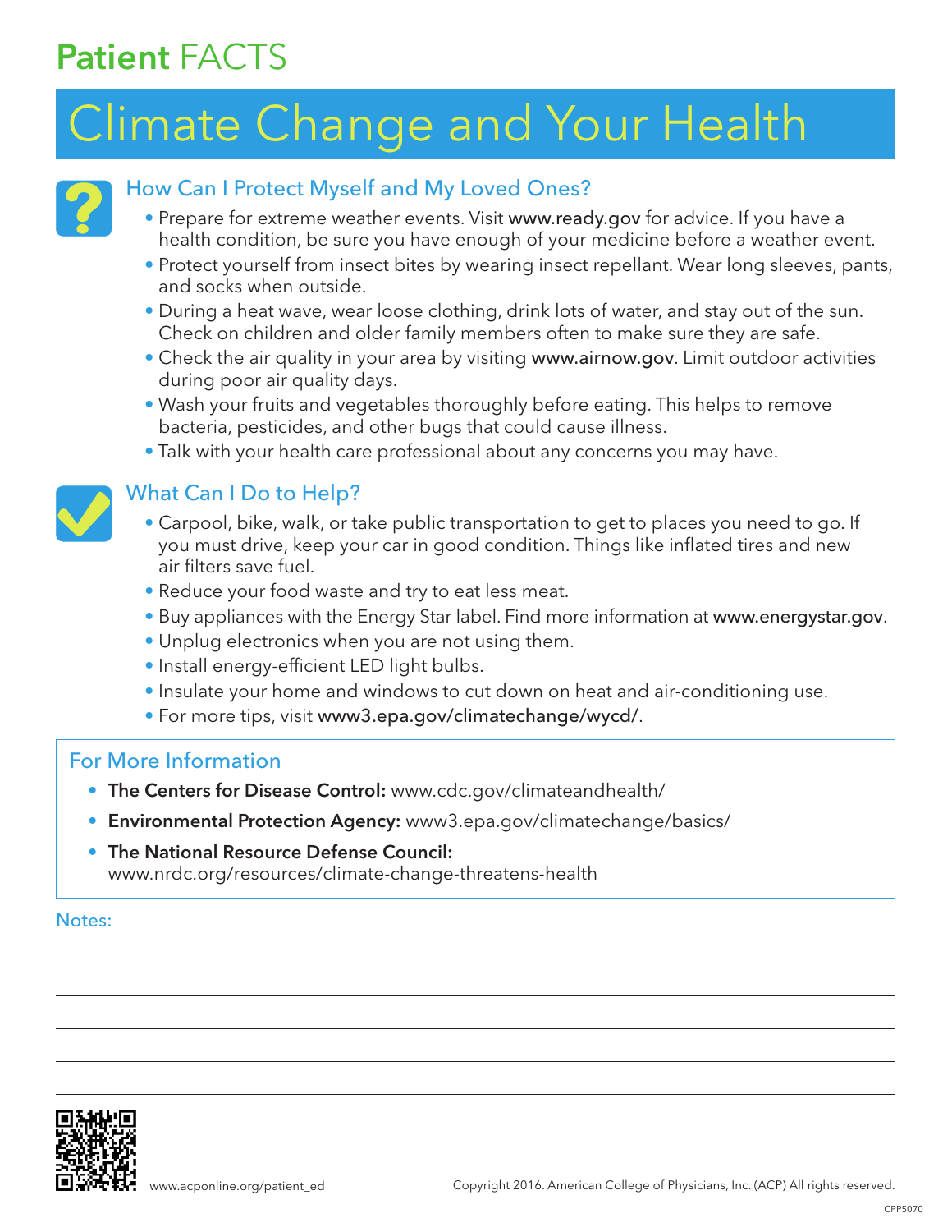**Patient** FACTS

# Climate Change and Your Health

## How Can I Protect Myself and My Loved Ones?

- Prepare for extreme weather events. Visit www.ready.gov for advice. If you have a health condition, be sure you have enough of your medicine before a weather event.
- Protect yourself from insect bites by wearing insect repellant. Wear long sleeves, pants, and socks when outside.
- During a heat wave, wear loose clothing, drink lots of water, and stay out of the sun. Check on children and older family members often to make sure they are safe.
- Check the air quality in your area by visiting www.airnow.gov. Limit outdoor activities during poor air quality days.
- Wash your fruits and vegetables thoroughly before eating. This helps to remove bacteria, pesticides, and other bugs that could cause illness.
- Talk with your health care professional about any concerns you may have.

## What Can I Do to Help?

- Carpool, bike, walk, or take public transportation to get to places you need to go. If you must drive, keep your car in good condition. Things like inflated tires and new air filters save fuel.
- Reduce your food waste and try to eat less meat.
- Buy appliances with the Energy Star label. Find more information at www.energystar.gov.
- Unplug electronics when you are not using them.
- Install energy-efficient LED light bulbs.
- Insulate your home and windows to cut down on heat and air-conditioning use.
- For more tips, visit www3.epa.gov/climatechange/wycd/.

## For More Information

- **The Centers for Disease Control:** www.cdc.gov/climateandhealth/
- **Environmental Protection Agency:** www3.epa.gov/climatechange/basics/
- **The National Resource Defense Council:** www.nrdc.org/resources/climate-change-threatens-health

Notes:

www.acponline.org/patient_ed

Copyright 2016. American College of Physicians, Inc. (ACP) All rights reserved.

CPP5070